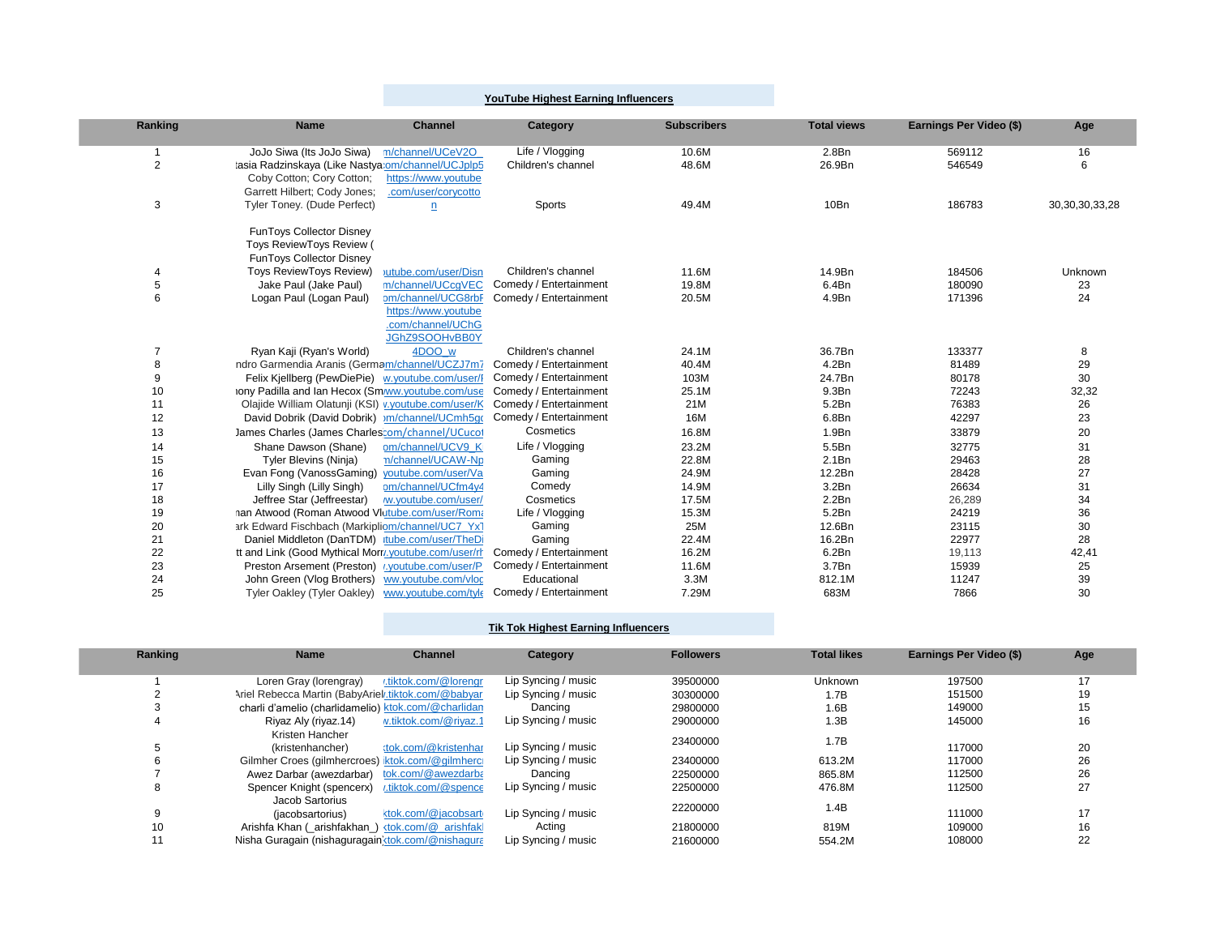## YouTube Highest Earning Influencers

| Ranking | Name | Channel | Category | Subscribers | Total views | Earnings Per Video ($) | Age |
|---|---|---|---|---|---|---|---|
| 1 | JoJo Siwa (Its JoJo Siwa) | m/channel/UCeV2O_ | Life / Vlogging | 10.6M | 2.8Bn | 569112 | 16 |
| 2 | tasia Radzinskaya (Like Nastya | :om/channel/UCJplp5 | Children's channel | 48.6M | 26.9Bn | 546549 | 6 |
| 3 | Coby Cotton; Cory Cotton; Garrett Hilbert; Cody Jones; Tyler Toney. (Dude Perfect) | https://www.youtube.com/user/corycotton | Sports | 49.4M | 10Bn | 186783 | 30,30,30,33,28 |
| 4 | FunToys Collector Disney Toys ReviewToys Review ( FunToys Collector Disney Toys ReviewToys Review) | )utube.com/user/Disn | Children's channel | 11.6M | 14.9Bn | 184506 | Unknown |
| 5 | Jake Paul (Jake Paul) | m/channel/UCcgVEC | Comedy / Entertainment | 19.8M | 6.4Bn | 180090 | 23 |
| 6 | Logan Paul (Logan Paul) | om/channel/UCG8rbF | Comedy / Entertainment | 20.5M | 4.9Bn | 171396 | 24 |
| 7 | Ryan Kaji (Ryan's World) | https://www.youtube.com/channel/UChGJGhZ9SOOHvBB0Y4DOO_w | Children's channel | 24.1M | 36.7Bn | 133377 | 8 |
| 8 | ndro Garmendia Aranis (Germa | m/channel/UCZJ7m7 | Comedy / Entertainment | 40.4M | 4.2Bn | 81489 | 29 |
| 9 | Felix Kjellberg (PewDiePie) | w.youtube.com/user/ | Comedy / Entertainment | 103M | 24.7Bn | 80178 | 30 |
| 10 | ıony Padilla and Ian Hecox (Sm | ww.youtube.com/use | Comedy / Entertainment | 25.1M | 9.3Bn | 72243 | 32,32 |
| 11 | Olajide William Olatunji (KSI) | v.youtube.com/user/K | Comedy / Entertainment | 21M | 5.2Bn | 76383 | 26 |
| 12 | David Dobrik (David Dobrik) | )m/channel/UCmh5gc | Comedy / Entertainment | 16M | 6.8Bn | 42297 | 23 |
| 13 | James Charles (James Charles | com/channel/UCuco | Cosmetics | 16.8M | 1.9Bn | 33879 | 20 |
| 14 | Shane Dawson (Shane) | om/channel/UCV9_K | Life / Vlogging | 23.2M | 5.5Bn | 32775 | 31 |
| 15 | Tyler Blevins (Ninja) | n/channel/UCAW-Np | Gaming | 22.8M | 2.1Bn | 29463 | 28 |
| 16 | Evan Fong (VanossGaming) | youtube.com/user/Va | Gaming | 24.9M | 12.2Bn | 28428 | 27 |
| 17 | Lilly Singh (Lilly Singh) | om/channel/UCfm4y4 | Comedy | 14.9M | 3.2Bn | 26634 | 31 |
| 18 | Jeffree Star (Jeffreestar) | /w.youtube.com/user/ | Cosmetics | 17.5M | 2.2Bn | 26,289 | 34 |
| 19 | nan Atwood (Roman Atwood Vl | utube.com/user/Rom | Life / Vlogging | 15.3M | 5.2Bn | 24219 | 36 |
| 20 | ark Edward Fischbach (Markipli | om/channel/UC7_Yx1 | Gaming | 25M | 12.6Bn | 23115 | 30 |
| 21 | Daniel Middleton (DanTDM) | itube.com/user/TheD | Gaming | 22.4M | 16.2Bn | 22977 | 28 |
| 22 | tt and Link (Good Mythical Mor | /.youtube.com/user/rh | Comedy / Entertainment | 16.2M | 6.2Bn | 19,113 | 42,41 |
| 23 | Preston Arsement (Preston) | /.youtube.com/user/P | Comedy / Entertainment | 11.6M | 3.7Bn | 15939 | 25 |
| 24 | John Green (Vlog Brothers) | ww.youtube.com/vlog | Educational | 3.3M | 812.1M | 11247 | 39 |
| 25 | Tyler Oakley (Tyler Oakley) | www.youtube.com/tyle | Comedy / Entertainment | 7.29M | 683M | 7866 | 30 |

## Tik Tok Highest Earning Influencers

| Ranking | Name | Channel | Category | Followers | Total likes | Earnings Per Video ($) | Age |
|---|---|---|---|---|---|---|---|
| 1 | Loren Gray (lorengray) | /.tiktok.com/@lorengr | Lip Syncing / music | 39500000 | Unknown | 197500 | 17 |
| 2 | Ariel Rebecca Martin (BabyAriel | .tiktok.com/@babyar | Lip Syncing / music | 30300000 | 1.7B | 151500 | 19 |
| 3 | charli d'amelio (charlidamelio) | ktok.com/@charlidan | Dancing | 29800000 | 1.6B | 149000 | 15 |
| 4 | Riyaz Aly (riyaz.14) | v.tiktok.com/@riyaz.1 | Lip Syncing / music | 29000000 | 1.3B | 145000 | 16 |
| 5 | Kristen Hancher (kristenhancher) | tok.com/@kristenhar | Lip Syncing / music | 23400000 | 1.7B | 117000 | 20 |
| 6 | Gilmher Croes (gilmhercroes) | iktok.com/@gilmherc | Lip Syncing / music | 23400000 | 613.2M | 117000 | 26 |
| 7 | Awez Darbar (awezdarbar) | tok.com/@awezdarba | Dancing | 22500000 | 865.8M | 112500 | 26 |
| 8 | Spencer Knight (spencerx) | /.tiktok.com/@spence | Lip Syncing / music | 22500000 | 476.8M | 112500 | 27 |
| 9 | Jacob Sartorius (jacobsartorius) | ktok.com/@jacobsart | Lip Syncing / music | 22200000 | 1.4B | 111000 | 17 |
| 10 | Arishfa Khan (_arishfakhan_) | ktok.com/@_arishfak | Acting | 21800000 | 819M | 109000 | 16 |
| 11 | Nisha Guragain (nishaguragain | ktok.com/@nishagura | Lip Syncing / music | 21600000 | 554.2M | 108000 | 22 |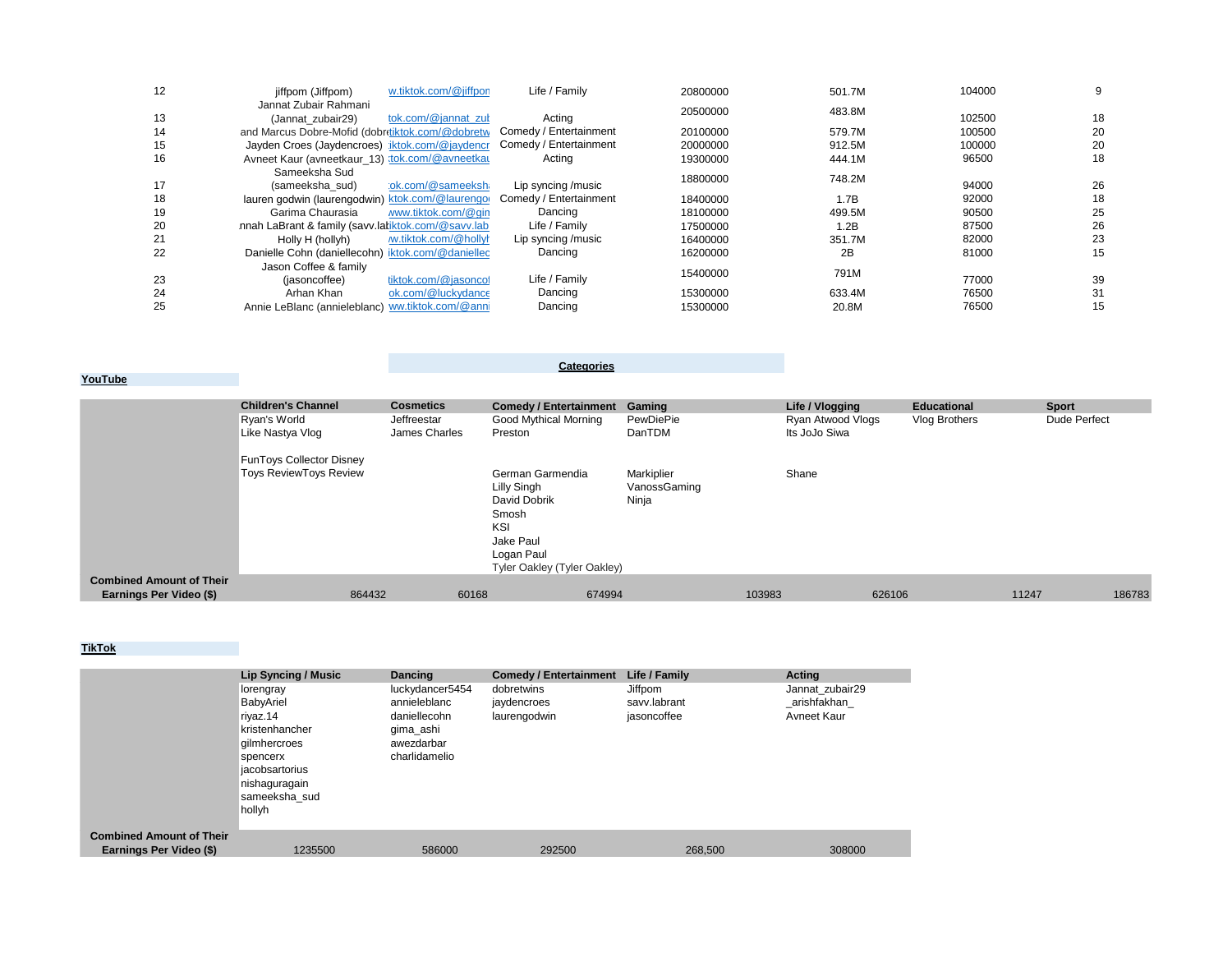| | | | | | | | |
|---|---|---|---|---|---|---|---|
| 12 | jiffpom (Jiffpom) | w.tiktok.com/@jiffpon | Life / Family | 20800000 | 501.7M | 104000 | 9 |
| 13 | Jannat Zubair Rahmani (Jannat_zubair29) | tok.com/@jannat_zut | Acting | 20500000 | 483.8M | 102500 | 18 |
| 14 | and Marcus Dobre-Mofid (dobre | tiktok.com/@dobretw | Comedy / Entertainment | 20100000 | 579.7M | 100500 | 20 |
| 15 | Jayden Croes (Jaydencroes) | iktok.com/@jaydencr | Comedy / Entertainment | 20000000 | 912.5M | 100000 | 20 |
| 16 | Avneet Kaur (avneetkaur_13) | tok.com/@avneetkau | Acting | 19300000 | 444.1M | 96500 | 18 |
| 17 | Sameeksha Sud (sameeksha_sud) | ok.com/@sameeksh | Lip syncing /music | 18800000 | 748.2M | 94000 | 26 |
| 18 | lauren godwin (laurengodwin) | ktok.com/@laurengo | Comedy / Entertainment | 18400000 | 1.7B | 92000 | 18 |
| 19 | Garima Chaurasia | www.tiktok.com/@gin | Dancing | 18100000 | 499.5M | 90500 | 25 |
| 20 | nnah LaBrant & family (savv.lab | iktok.com/@savv.lab | Life / Family | 17500000 | 1.2B | 87500 | 26 |
| 21 | Holly H (hollyh) | w.tiktok.com/@hollyh | Lip syncing /music | 16400000 | 351.7M | 82000 | 23 |
| 22 | Danielle Cohn (daniellecohn) | iktok.com/@daniellec | Dancing | 16200000 | 2B | 81000 | 15 |
| 23 | Jason Coffee & family (jasoncoffee) | tiktok.com/@jasoncof | Life / Family | 15400000 | 791M | 77000 | 39 |
| 24 | Arhan Khan | ok.com/@luckydance | Dancing | 15300000 | 633.4M | 76500 | 31 |
| 25 | Annie LeBlanc (annieleblanc) | ww.tiktok.com/@anni | Dancing | 15300000 | 20.8M | 76500 | 15 |

## Categories

### YouTube

| | Children's Channel | Cosmetics | Comedy / Entertainment | Gaming | Life / Vlogging | Educational | Sport |
|---|---|---|---|---|---|---|---|
| | Ryan's World | Jeffreestar | Good Mythical Morning | PewDiePie | Ryan Atwood Vlogs | Vlog Brothers | Dude Perfect |
| | Like Nastya Vlog | James Charles | Preston | DanTDM | Its JoJo Siwa | | |
| | FunToys Collector Disney | | | | | | |
| | Toys ReviewToys Review | | German Garmendia | Markiplier | Shane | | |
| | | | Lilly Singh | VanossGaming | | | |
| | | | David Dobrik | Ninja | | | |
| | | | Smosh | | | | |
| | | | KSI | | | | |
| | | | Jake Paul | | | | |
| | | | Logan Paul | | | | |
| | | | Tyler Oakley (Tyler Oakley) | | | | |
| **Combined Amount of Their Earnings Per Video ($)** | 864432 | 60168 | 674994 | 103983 | 626106 | 11247 | 186783 |

### TikTok

| | Lip Syncing / Music | Dancing | Comedy / Entertainment | Life / Family | Acting |
|---|---|---|---|---|---|
| | lorengray | luckydancer5454 | dobretwins | Jiffpom | Jannat_zubair29 |
| | BabyAriel | annieleblanc | jaydencroes | savv.labrant | _arishfakhan_ |
| | riyaz.14 | daniellecohn | laurengodwin | jasoncoffee | Avneet Kaur |
| | kristenhancher | gima_ashi | | | |
| | gilmhercroes | awezdarbar | | | |
| | spencerx | charlidamelio | | | |
| | jacobsartorius | | | | |
| | nishaguragain | | | | |
| | sameeksha_sud | | | | |
| | hollyh | | | | |
| **Combined Amount of Their Earnings Per Video ($)** | 1235500 | 586000 | 292500 | 268,500 | 308000 |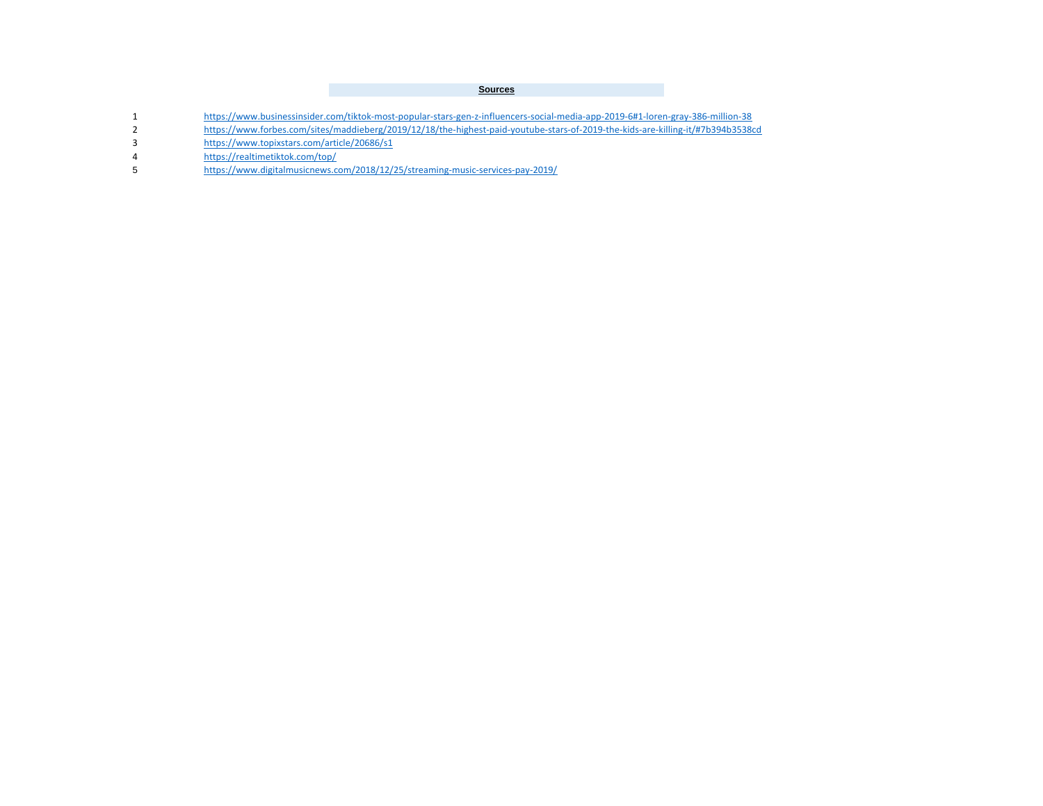## Sources

1. https://www.businessinsider.com/tiktok-most-popular-stars-gen-z-influencers-social-media-app-2019-6#1-loren-gray-386-million-38
2. https://www.forbes.com/sites/maddieberg/2019/12/18/the-highest-paid-youtube-stars-of-2019-the-kids-are-killing-it/#7b394b3538cd
3. https://www.topixstars.com/article/20686/s1
4. https://realtimetiktok.com/top/
5. https://www.digitalmusicnews.com/2018/12/25/streaming-music-services-pay-2019/